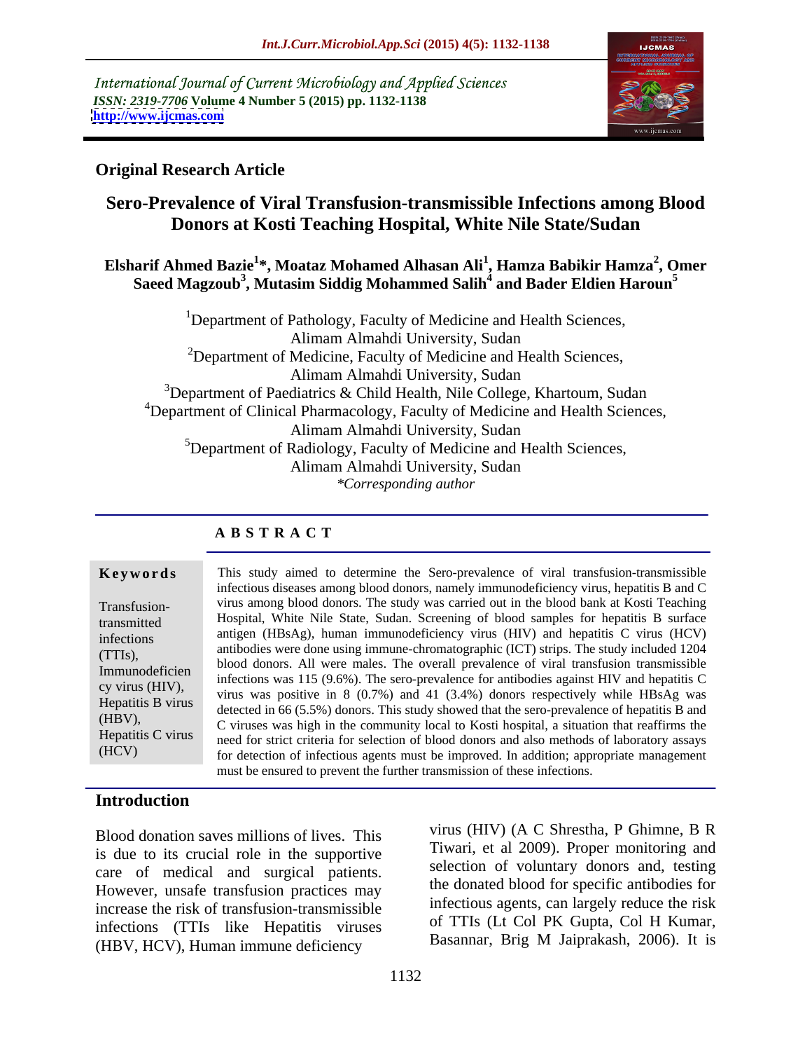International Journal of Current Microbiology and Applied Sciences
*ISSN: 2319-7706* **Volume 4 Number 5 (2015) pp. 1132-1138**
**http://www.ijcmas.com**

**Original Research Article**

# Sero-Prevalence of Viral Transfusion-transmissible Infections among Blood Donors at Kosti Teaching Hospital, White Nile State/Sudan

**Elsharif Ahmed Bazie[1]\*, Moataz Mohamed Alhasan Ali[1], Hamza Babikir Hamza[2], Omer Saeed Magzoub[3], Mutasim Siddig Mohammed Salih[4] and Bader Eldien Haroun[5]**

[1]Department of Pathology, Faculty of Medicine and Health Sciences, Alimam Almahdi University, Sudan
[2]Department of Medicine, Faculty of Medicine and Health Sciences, Alimam Almahdi University, Sudan
[3]Department of Paediatrics & Child Health, Nile College, Khartoum, Sudan
[4]Department of Clinical Pharmacology, Faculty of Medicine and Health Sciences, Alimam Almahdi University, Sudan
[5]Department of Radiology, Faculty of Medicine and Health Sciences, Alimam Almahdi University, Sudan
*\*Corresponding author*

## ABSTRACT

**Keywords**

Transfusion-transmitted infections (TTIs), Immunodeficiency virus (HIV), Hepatitis B virus (HBV), Hepatitis C virus (HCV)

This study aimed to determine the Sero-prevalence of viral transfusion-transmissible infectious diseases among blood donors, namely immunodeficiency virus, hepatitis B and C virus among blood donors. The study was carried out in the blood bank at Kosti Teaching Hospital, White Nile State, Sudan. Screening of blood samples for hepatitis B surface antigen (HBsAg), human immunodeficiency virus (HIV) and hepatitis C virus (HCV) antibodies were done using immune-chromatographic (ICT) strips. The study included 1204 blood donors. All were males. The overall prevalence of viral transfusion transmissible infections was 115 (9.6%). The sero-prevalence for antibodies against HIV and hepatitis C virus was positive in 8 (0.7%) and 41 (3.4%) donors respectively while HBsAg was detected in 66 (5.5%) donors. This study showed that the sero-prevalence of hepatitis B and C viruses was high in the community local to Kosti hospital, a situation that reaffirms the need for strict criteria for selection of blood donors and also methods of laboratory assays for detection of infectious agents must be improved. In addition; appropriate management must be ensured to prevent the further transmission of these infections.

## Introduction

Blood donation saves millions of lives. This is due to its crucial role in the supportive care of medical and surgical patients. However, unsafe transfusion practices may increase the risk of transfusion-transmissible infections (TTIs like Hepatitis viruses (HBV, HCV), Human immune deficiency virus (HIV) (A C Shrestha, P Ghimne, B R Tiwari, et al 2009). Proper monitoring and selection of voluntary donors and, testing the donated blood for specific antibodies for infectious agents, can largely reduce the risk of TTIs (Lt Col PK Gupta, Col H Kumar, Basannar, Brig M Jaiprakash, 2006). It is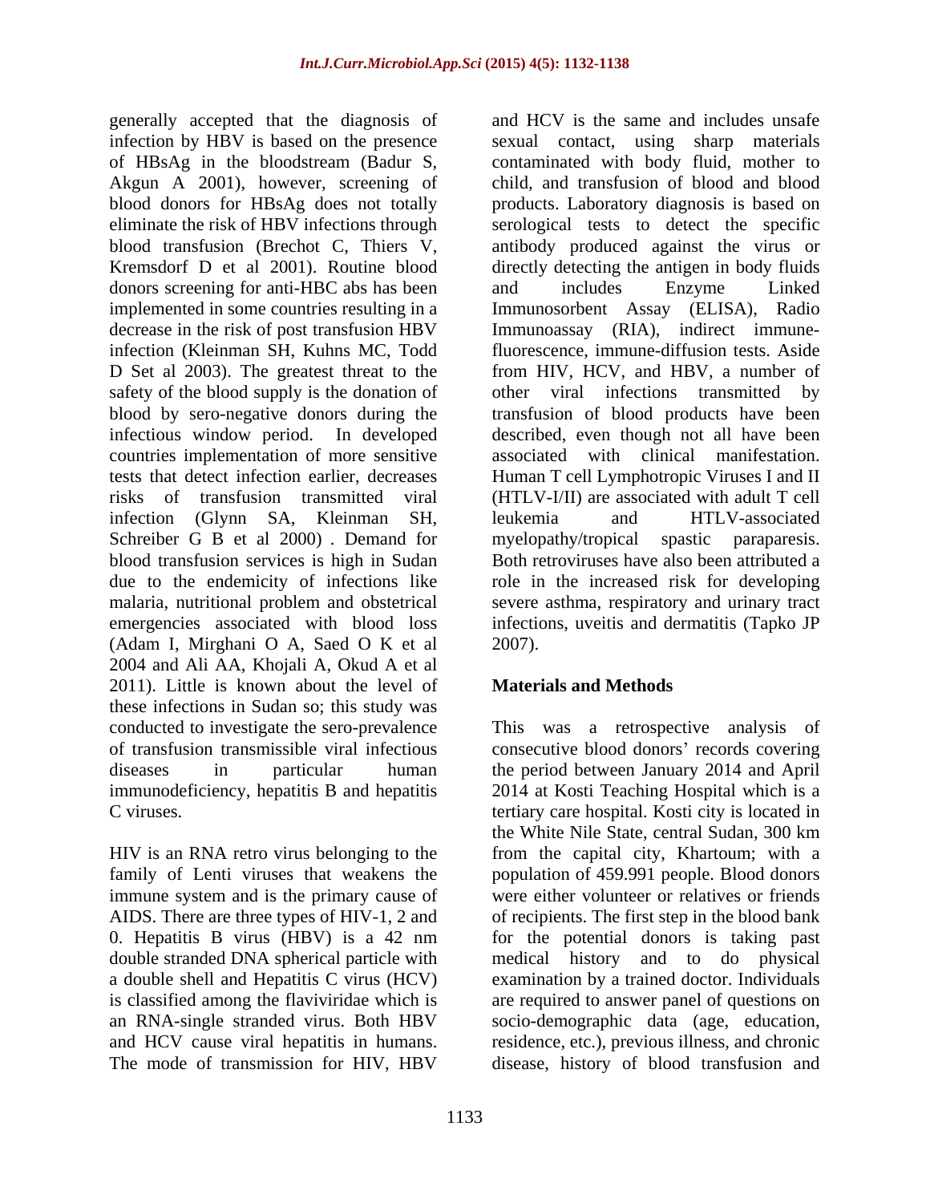generally accepted that the diagnosis of infection by HBV is based on the presence of HBsAg in the bloodstream (Badur S, Akgun A 2001), however, screening of blood donors for HBsAg does not totally eliminate the risk of HBV infections through blood transfusion (Brechot C, Thiers V, Kremsdorf D et al 2001). Routine blood donors screening for anti-HBC abs has been implemented in some countries resulting in a decrease in the risk of post transfusion HBV infection (Kleinman SH, Kuhns MC, Todd D Set al 2003). The greatest threat to the safety of the blood supply is the donation of blood by sero-negative donors during the infectious window period. In developed countries implementation of more sensitive tests that detect infection earlier, decreases risks of transfusion transmitted viral infection (Glynn SA, Kleinman SH, Schreiber G B et al 2000) . Demand for blood transfusion services is high in Sudan due to the endemicity of infections like malaria, nutritional problem and obstetrical emergencies associated with blood loss (Adam I, Mirghani O A, Saed O K et al 2004 and Ali AA, Khojali A, Okud A et al 2011). Little is known about the level of these infections in Sudan so; this study was conducted to investigate the sero-prevalence of transfusion transmissible viral infectious diseases in particular human immunodeficiency, hepatitis B and hepatitis C viruses.

HIV is an RNA retro virus belonging to the family of Lenti viruses that weakens the immune system and is the primary cause of AIDS. There are three types of HIV-1, 2 and 0. Hepatitis B virus (HBV) is a 42 nm double stranded DNA spherical particle with a double shell and Hepatitis C virus (HCV) is classified among the flaviviridae which is an RNA-single stranded virus. Both HBV and HCV cause viral hepatitis in humans. The mode of transmission for HIV, HBV and HCV is the same and includes unsafe sexual contact, using sharp materials contaminated with body fluid, mother to child, and transfusion of blood and blood products. Laboratory diagnosis is based on serological tests to detect the specific antibody produced against the virus or directly detecting the antigen in body fluids and includes Enzyme Linked Immunosorbent Assay (ELISA), Radio Immunoassay (RIA), indirect immune-fluorescence, immune-diffusion tests. Aside from HIV, HCV, and HBV, a number of other viral infections transmitted by transfusion of blood products have been described, even though not all have been associated with clinical manifestation. Human T cell Lymphotropic Viruses I and II (HTLV-I/II) are associated with adult T cell leukemia and HTLV-associated myelopathy/tropical spastic paraparesis. Both retroviruses have also been attributed a role in the increased risk for developing severe asthma, respiratory and urinary tract infections, uveitis and dermatitis (Tapko JP 2007).

## Materials and Methods

This was a retrospective analysis of consecutive blood donors' records covering the period between January 2014 and April 2014 at Kosti Teaching Hospital which is a tertiary care hospital. Kosti city is located in the White Nile State, central Sudan, 300 km from the capital city, Khartoum; with a population of 459.991 people. Blood donors were either volunteer or relatives or friends of recipients. The first step in the blood bank for the potential donors is taking past medical history and to do physical examination by a trained doctor. Individuals are required to answer panel of questions on socio-demographic data (age, education, residence, etc.), previous illness, and chronic disease, history of blood transfusion and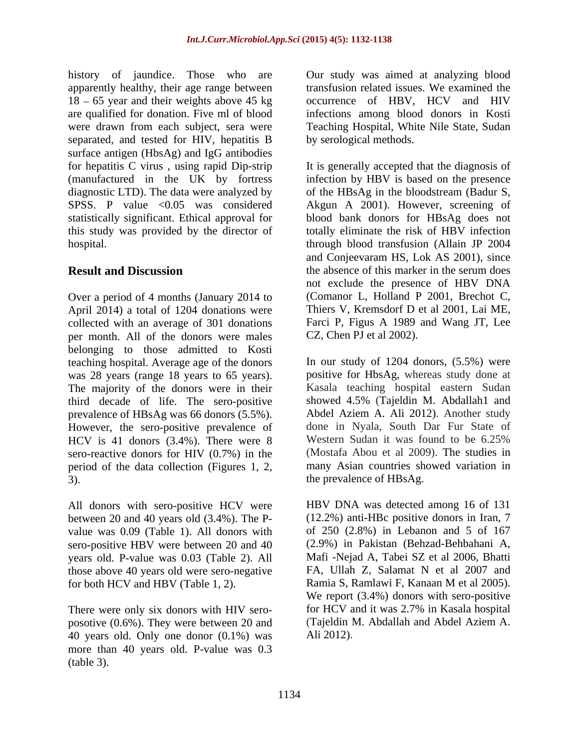history of jaundice. Those who are apparently healthy, their age range between 18 – 65 year and their weights above 45 kg are qualified for donation. Five ml of blood were drawn from each subject, sera were separated, and tested for HIV, hepatitis B surface antigen (HbsAg) and IgG antibodies for hepatitis C virus , using rapid Dip-strip (manufactured in the UK by fortress diagnostic LTD). The data were analyzed by SPSS. P value <0.05 was considered statistically significant. Ethical approval for this study was provided by the director of hospital.

## Result and Discussion

Over a period of 4 months (January 2014 to April 2014) a total of 1204 donations were collected with an average of 301 donations per month. All of the donors were males belonging to those admitted to Kosti teaching hospital. Average age of the donors was 28 years (range 18 years to 65 years). The majority of the donors were in their third decade of life. The sero-positive prevalence of HBsAg was 66 donors (5.5%). However, the sero-positive prevalence of HCV is 41 donors (3.4%). There were 8 sero-reactive donors for HIV (0.7%) in the period of the data collection (Figures 1, 2, 3).

All donors with sero-positive HCV were between 20 and 40 years old (3.4%). The P-value was 0.09 (Table 1). All donors with sero-positive HBV were between 20 and 40 years old. P-value was 0.03 (Table 2). All those above 40 years old were sero-negative for both HCV and HBV (Table 1, 2).

There were only six donors with HIV sero-posotive (0.6%). They were between 20 and 40 years old. Only one donor (0.1%) was more than 40 years old. P-value was 0.3 (table 3).

Our study was aimed at analyzing blood transfusion related issues. We examined the occurrence of HBV, HCV and HIV infections among blood donors in Kosti Teaching Hospital, White Nile State, Sudan by serological methods.

It is generally accepted that the diagnosis of infection by HBV is based on the presence of the HBsAg in the bloodstream (Badur S, Akgun A 2001). However, screening of blood bank donors for HBsAg does not totally eliminate the risk of HBV infection through blood transfusion (Allain JP 2004 and Conjeevaram HS, Lok AS 2001), since the absence of this marker in the serum does not exclude the presence of HBV DNA (Comanor L, Holland P 2001, Brechot C, Thiers V, Kremsdorf D et al 2001, Lai ME, Farci P, Figus A 1989 and Wang JT, Lee CZ, Chen PJ et al 2002).

In our study of 1204 donors, (5.5%) were positive for HbsAg, whereas study done at Kasala teaching hospital eastern Sudan showed 4.5% (Tajeldin M. Abdallah1 and Abdel Aziem A. Ali 2012). Another study done in Nyala, South Dar Fur State of Western Sudan it was found to be 6.25% (Mostafa Abou et al 2009). The studies in many Asian countries showed variation in the prevalence of HBsAg.

HBV DNA was detected among 16 of 131 (12.2%) anti-HBc positive donors in Iran, 7 of 250 (2.8%) in Lebanon and 5 of 167 (2.9%) in Pakistan (Behzad-Behbahani A, Mafi -Nejad A, Tabei SZ et al 2006, Bhatti FA, Ullah Z, Salamat N et al 2007 and Ramia S, Ramlawi F, Kanaan M et al 2005). We report (3.4%) donors with sero-positive for HCV and it was 2.7% in Kasala hospital (Tajeldin M. Abdallah and Abdel Aziem A. Ali 2012).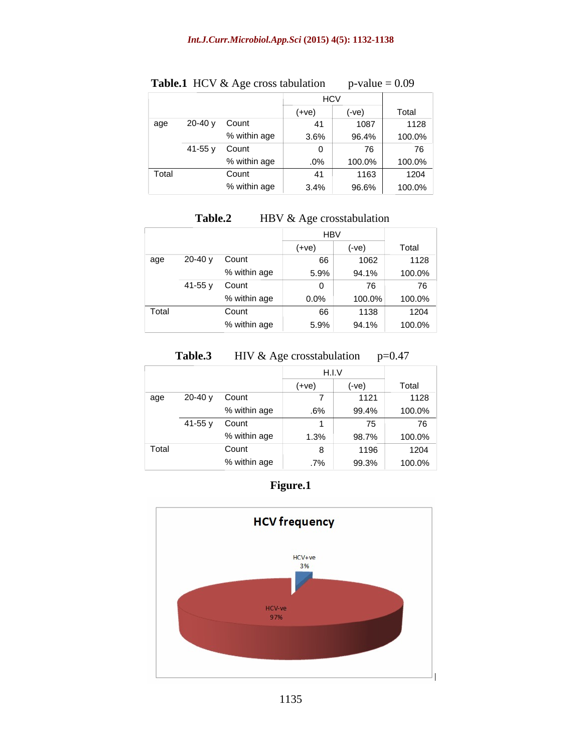**Table.1** HCV & Age cross tabulation p-value = 0.09

| | | | HCV | | |
|---|---|---|---|---|---|
| | | | (+ve) | (-ve) | Total |
| age | 20-40 y | Count | 41 | 1087 | 1128 |
| | | % within age | 3.6% | 96.4% | 100.0% |
| | 41-55 y | Count | 0 | 76 | 76 |
| | | % within age | .0% | 100.0% | 100.0% |
| Total | | Count | 41 | 1163 | 1204 |
| | | % within age | 3.4% | 96.6% | 100.0% |

**Table.2** HBV & Age crosstabulation

| | | | HBV | | |
|---|---|---|---|---|---|
| | | | (+ve) | (-ve) | Total |
| age | 20-40 y | Count | 66 | 1062 | 1128 |
| | | % within age | 5.9% | 94.1% | 100.0% |
| | 41-55 y | Count | 0 | 76 | 76 |
| | | % within age | 0.0% | 100.0% | 100.0% |
| Total | | Count | 66 | 1138 | 1204 |
| | | % within age | 5.9% | 94.1% | 100.0% |

**Table.3** HIV & Age crosstabulation p=0.47

| | | | H.I.V | | |
|---|---|---|---|---|---|
| | | | (+ve) | (-ve) | Total |
| age | 20-40 y | Count | 7 | 1121 | 1128 |
| | | % within age | .6% | 99.4% | 100.0% |
| | 41-55 y | Count | 1 | 75 | 76 |
| | | % within age | 1.3% | 98.7% | 100.0% |
| Total | | Count | 8 | 1196 | 1204 |
| | | % within age | .7% | 99.3% | 100.0% |

**Figure.1**

HCV frequency

HCV+ve
3%

HCV-ve
97%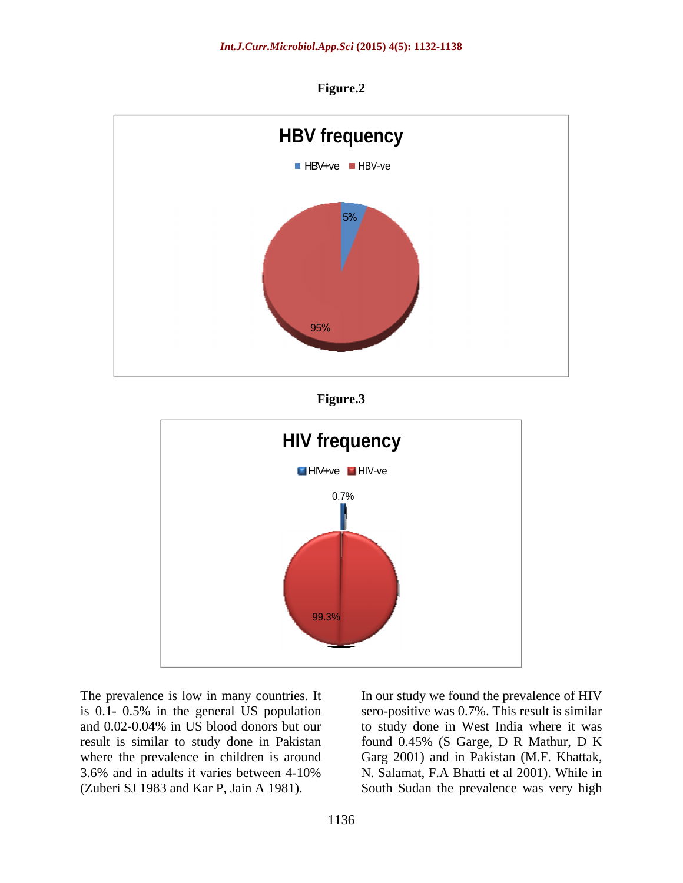**Figure.2**

HBV frequency

HBV+ve HBV-ve

5%

95%

**Figure.3**

HIV frequency

HIV+ve HIV-ve

0.7%

99.3%

The prevalence is low in many countries. It is 0.1- 0.5% in the general US population and 0.02-0.04% in US blood donors but our result is similar to study done in Pakistan where the prevalence in children is around 3.6% and in adults it varies between 4-10% (Zuberi SJ 1983 and Kar P, Jain A 1981).

In our study we found the prevalence of HIV sero-positive was 0.7%. This result is similar to study done in West India where it was found 0.45% (S Garge, D R Mathur, D K Garg 2001) and in Pakistan (M.F. Khattak, N. Salamat, F.A Bhatti et al 2001). While in South Sudan the prevalence was very high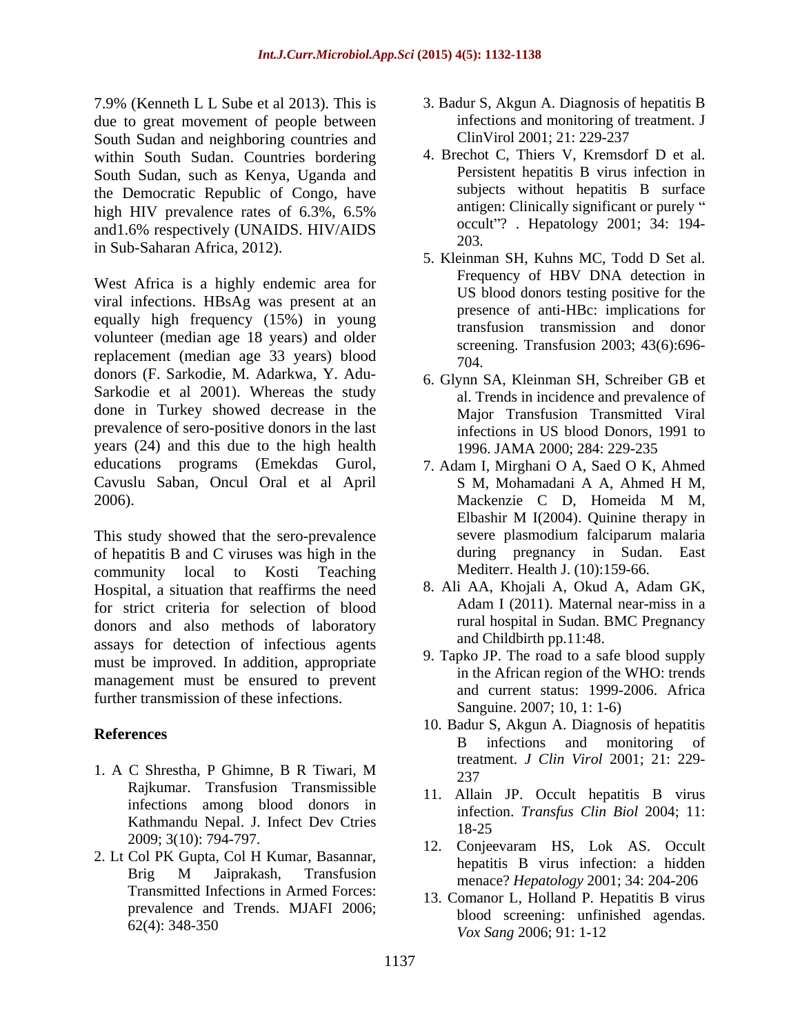7.9% (Kenneth L L Sube et al 2013). This is due to great movement of people between South Sudan and neighboring countries and within South Sudan. Countries bordering South Sudan, such as Kenya, Uganda and the Democratic Republic of Congo, have high HIV prevalence rates of 6.3%, 6.5% and1.6% respectively (UNAIDS. HIV/AIDS in Sub-Saharan Africa, 2012).

West Africa is a highly endemic area for viral infections. HBsAg was present at an equally high frequency (15%) in young volunteer (median age 18 years) and older replacement (median age 33 years) blood donors (F. Sarkodie, M. Adarkwa, Y. Adu-Sarkodie et al 2001). Whereas the study done in Turkey showed decrease in the prevalence of sero-positive donors in the last years (24) and this due to the high health educations programs (Emekdas Gurol, Cavuslu Saban, Oncul Oral et al April 2006).

This study showed that the sero-prevalence of hepatitis B and C viruses was high in the community local to Kosti Teaching Hospital, a situation that reaffirms the need for strict criteria for selection of blood donors and also methods of laboratory assays for detection of infectious agents must be improved. In addition, appropriate management must be ensured to prevent further transmission of these infections.

## References

1. A C Shrestha, P Ghimne, B R Tiwari, M Rajkumar. Transfusion Transmissible infections among blood donors in Kathmandu Nepal. J. Infect Dev Ctries 2009; 3(10): 794-797.
2. Lt Col PK Gupta, Col H Kumar, Basannar, Brig M Jaiprakash, Transfusion Transmitted Infections in Armed Forces: prevalence and Trends. MJAFI 2006; 62(4): 348-350
3. Badur S, Akgun A. Diagnosis of hepatitis B infections and monitoring of treatment. J ClinVirol 2001; 21: 229-237
4. Brechot C, Thiers V, Kremsdorf D et al. Persistent hepatitis B virus infection in subjects without hepatitis B surface antigen: Clinically significant or purely " occult"? . Hepatology 2001; 34: 194-203.
5. Kleinman SH, Kuhns MC, Todd D Set al. Frequency of HBV DNA detection in US blood donors testing positive for the presence of anti-HBc: implications for transfusion transmission and donor screening. Transfusion 2003; 43(6):696-704.
6. Glynn SA, Kleinman SH, Schreiber GB et al. Trends in incidence and prevalence of Major Transfusion Transmitted Viral infections in US blood Donors, 1991 to 1996. JAMA 2000; 284: 229-235
7. Adam I, Mirghani O A, Saed O K, Ahmed S M, Mohamadani A A, Ahmed H M, Mackenzie C D, Homeida M M, Elbashir M I(2004). Quinine therapy in severe plasmodium falciparum malaria during pregnancy in Sudan. East Mediterr. Health J. (10):159-66.
8. Ali AA, Khojali A, Okud A, Adam GK, Adam I (2011). Maternal near-miss in a rural hospital in Sudan. BMC Pregnancy and Childbirth pp.11:48.
9. Tapko JP. The road to a safe blood supply in the African region of the WHO: trends and current status: 1999-2006. Africa Sanguine. 2007; 10, 1: 1-6)
10. Badur S, Akgun A. Diagnosis of hepatitis B infections and monitoring of treatment. *J Clin Virol* 2001; 21: 229-237
11. Allain JP. Occult hepatitis B virus infection. *Transfus Clin Biol* 2004; 11: 18-25
12. Conjeevaram HS, Lok AS. Occult hepatitis B virus infection: a hidden menace? *Hepatology* 2001; 34: 204-206
13. Comanor L, Holland P. Hepatitis B virus blood screening: unfinished agendas. *Vox Sang* 2006; 91: 1-12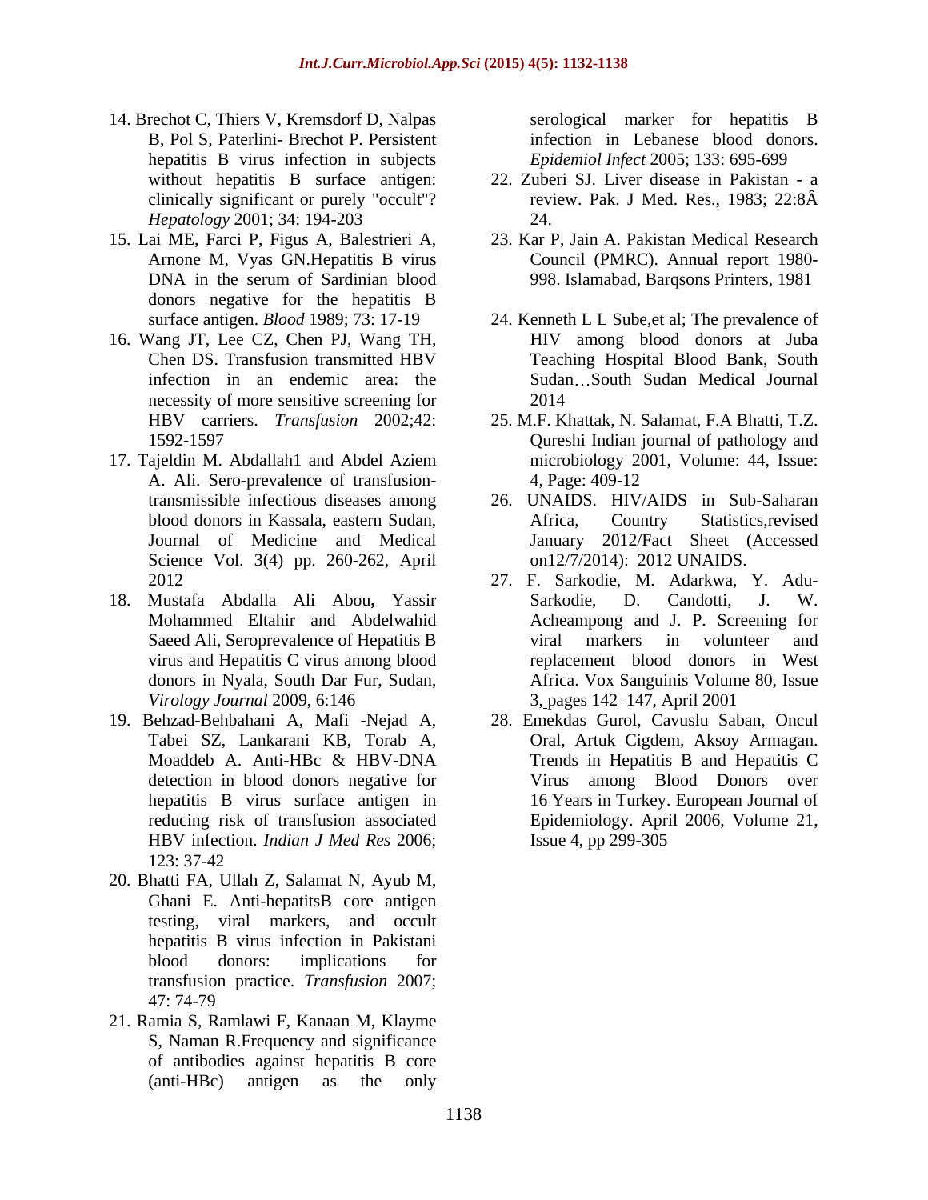14. Brechot C, Thiers V, Kremsdorf D, Nalpas B, Pol S, Paterlini- Brechot P. Persistent hepatitis B virus infection in subjects without hepatitis B surface antigen: clinically significant or purely "occult"? *Hepatology* 2001; 34: 194-203
15. Lai ME, Farci P, Figus A, Balestrieri A, Arnone M, Vyas GN.Hepatitis B virus DNA in the serum of Sardinian blood donors negative for the hepatitis B surface antigen. *Blood* 1989; 73: 17-19
16. Wang JT, Lee CZ, Chen PJ, Wang TH, Chen DS. Transfusion transmitted HBV infection in an endemic area: the necessity of more sensitive screening for HBV carriers. *Transfusion* 2002;42: 1592-1597
17. Tajeldin M. Abdallah1 and Abdel Aziem A. Ali. Sero-prevalence of transfusion-transmissible infectious diseases among blood donors in Kassala, eastern Sudan, Journal of Medicine and Medical Science Vol. 3(4) pp. 260-262, April 2012
18. Mustafa Abdalla Ali Abou**,** Yassir Mohammed Eltahir and Abdelwahid Saeed Ali, Seroprevalence of Hepatitis B virus and Hepatitis C virus among blood donors in Nyala, South Dar Fur, Sudan, *Virology Journal* 2009, 6:146
19. Behzad-Behbahani A, Mafi -Nejad A, Tabei SZ, Lankarani KB, Torab A, Moaddeb A. Anti-HBc & HBV-DNA detection in blood donors negative for hepatitis B virus surface antigen in reducing risk of transfusion associated HBV infection. *Indian J Med Res* 2006; 123: 37-42
20. Bhatti FA, Ullah Z, Salamat N, Ayub M, Ghani E. Anti-hepatitsB core antigen testing, viral markers, and occult hepatitis B virus infection in Pakistani blood donors: implications for transfusion practice. *Transfusion* 2007; 47: 74-79
21. Ramia S, Ramlawi F, Kanaan M, Klayme S, Naman R.Frequency and significance of antibodies against hepatitis B core (anti-HBc) antigen as the only serological marker for hepatitis B infection in Lebanese blood donors. *Epidemiol Infect* 2005; 133: 695-699
22. Zuberi SJ. Liver disease in Pakistan - a review. Pak. J Med. Res., 1983; 22:8Â 24.
23. Kar P, Jain A. Pakistan Medical Research Council (PMRC). Annual report 1980-998. Islamabad, Barqsons Printers, 1981
24. Kenneth L L Sube,et al; The prevalence of HIV among blood donors at Juba Teaching Hospital Blood Bank, South Sudan…South Sudan Medical Journal 2014
25. M.F. Khattak, N. Salamat, F.A Bhatti, T.Z. Qureshi Indian journal of pathology and microbiology 2001, Volume: 44, Issue: 4, Page: 409-12
26. UNAIDS. HIV/AIDS in Sub-Saharan Africa, Country Statistics,revised January 2012/Fact Sheet (Accessed on12/7/2014): 2012 UNAIDS.
27. F. Sarkodie, M. Adarkwa, Y. Adu-Sarkodie, D. Candotti, J. W. Acheampong and J. P. Screening for viral markers in volunteer and replacement blood donors in West Africa. Vox Sanguinis Volume 80, Issue 3, pages 142–147, April 2001
28. Emekdas Gurol, Cavuslu Saban, Oncul Oral, Artuk Cigdem, Aksoy Armagan. Trends in Hepatitis B and Hepatitis C Virus among Blood Donors over 16 Years in Turkey. European Journal of Epidemiology. April 2006, Volume 21, Issue 4, pp 299-305